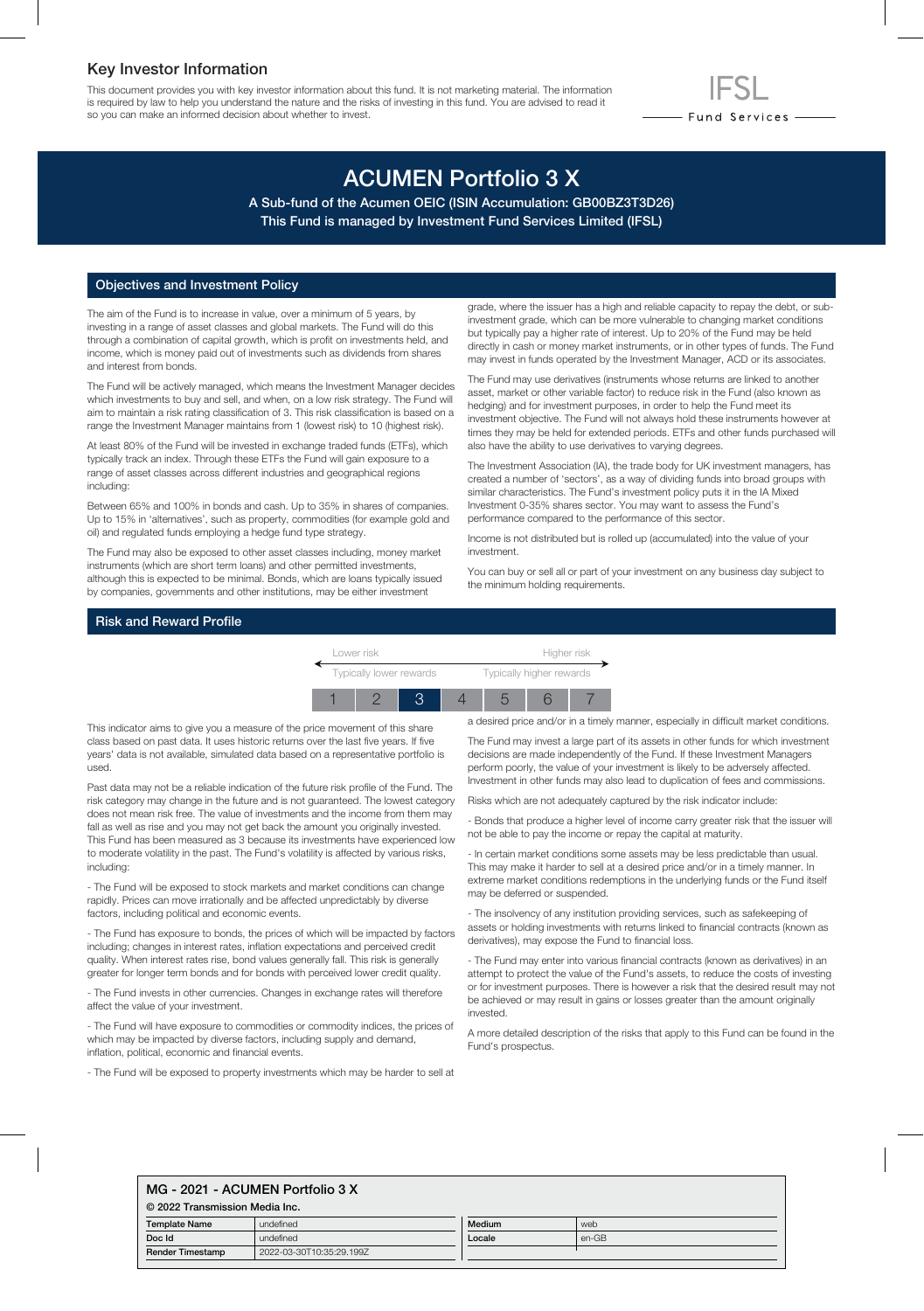## Key Investor Information

This document provides you with key investor information about this fund. It is not marketing material. The information is required by law to help you understand the nature and the risks of investing in this fund. You are advised to read it so you can make an informed decision about whether to invest.

IFSL Fund Services

# ACUMEN Portfolio 3 X

**A Sub-fund of the Acumen OEIC (ISIN Accumulation: GB00BZ3T3D26)**
**This Fund is managed by Investment Fund Services Limited (IFSL)**

## Objectives and Investment Policy

The aim of the Fund is to increase in value, over a minimum of 5 years, by investing in a range of asset classes and global markets. The Fund will do this through a combination of capital growth, which is profit on investments held, and income, which is money paid out of investments such as dividends from shares and interest from bonds.

The Fund will be actively managed, which means the Investment Manager decides which investments to buy and sell, and when, on a low risk strategy. The Fund will aim to maintain a risk rating classification of 3. This risk classification is based on a range the Investment Manager maintains from 1 (lowest risk) to 10 (highest risk).

At least 80% of the Fund will be invested in exchange traded funds (ETFs), which typically track an index. Through these ETFs the Fund will gain exposure to a range of asset classes across different industries and geographical regions including:

Between 65% and 100% in bonds and cash. Up to 35% in shares of companies. Up to 15% in 'alternatives', such as property, commodities (for example gold and oil) and regulated funds employing a hedge fund type strategy.

The Fund may also be exposed to other asset classes including, money market instruments (which are short term loans) and other permitted investments, although this is expected to be minimal. Bonds, which are loans typically issued by companies, governments and other institutions, may be either investment grade, where the issuer has a high and reliable capacity to repay the debt, or sub-investment grade, which can be more vulnerable to changing market conditions but typically pay a higher rate of interest. Up to 20% of the Fund may be held directly in cash or money market instruments, or in other types of funds. The Fund may invest in funds operated by the Investment Manager, ACD or its associates.

The Fund may use derivatives (instruments whose returns are linked to another asset, market or other variable factor) to reduce risk in the Fund (also known as hedging) and for investment purposes, in order to help the Fund meet its investment objective. The Fund will not always hold these instruments however at times they may be held for extended periods. ETFs and other funds purchased will also have the ability to use derivatives to varying degrees.

The Investment Association (IA), the trade body for UK investment managers, has created a number of 'sectors', as a way of dividing funds into broad groups with similar characteristics. The Fund's investment policy puts it in the IA Mixed Investment 0-35% shares sector. You may want to assess the Fund's performance compared to the performance of this sector.

Income is not distributed but is rolled up (accumulated) into the value of your investment.

You can buy or sell all or part of your investment on any business day subject to the minimum holding requirements.

## Risk and Reward Profile

| Lower risk | | | | | | Higher risk |
|---|---|---|---|---|---|---|
| Typically lower rewards | | | | | | Typically higher rewards |
| 1 | 2 | **3** | 4 | 5 | 6 | 7 |

This indicator aims to give you a measure of the price movement of this share class based on past data. It uses historic returns over the last five years. If five years' data is not available, simulated data based on a representative portfolio is used.

Past data may not be a reliable indication of the future risk profile of the Fund. The risk category may change in the future and is not guaranteed. The lowest category does not mean risk free. The value of investments and the income from them may fall as well as rise and you may not get back the amount you originally invested. This Fund has been measured as 3 because its investments have experienced low to moderate volatility in the past. The Fund's volatility is affected by various risks, including:

- The Fund will be exposed to stock markets and market conditions can change rapidly. Prices can move irrationally and be affected unpredictably by diverse factors, including political and economic events.

- The Fund has exposure to bonds, the prices of which will be impacted by factors including; changes in interest rates, inflation expectations and perceived credit quality. When interest rates rise, bond values generally fall. This risk is generally greater for longer term bonds and for bonds with perceived lower credit quality.

- The Fund invests in other currencies. Changes in exchange rates will therefore affect the value of your investment.

- The Fund will have exposure to commodities or commodity indices, the prices of which may be impacted by diverse factors, including supply and demand, inflation, political, economic and financial events.

- The Fund will be exposed to property investments which may be harder to sell at a desired price and/or in a timely manner, especially in difficult market conditions.

The Fund may invest a large part of its assets in other funds for which investment decisions are made independently of the Fund. If these Investment Managers perform poorly, the value of your investment is likely to be adversely affected. Investment in other funds may also lead to duplication of fees and commissions.

Risks which are not adequately captured by the risk indicator include:

- Bonds that produce a higher level of income carry greater risk that the issuer will not be able to pay the income or repay the capital at maturity.

- In certain market conditions some assets may be less predictable than usual. This may make it harder to sell at a desired price and/or in a timely manner. In extreme market conditions redemptions in the underlying funds or the Fund itself may be deferred or suspended.

- The insolvency of any institution providing services, such as safekeeping of assets or holding investments with returns linked to financial contracts (known as derivatives), may expose the Fund to financial loss.

- The Fund may enter into various financial contracts (known as derivatives) in an attempt to protect the value of the Fund's assets, to reduce the costs of investing or for investment purposes. There is however a risk that the desired result may not be achieved or may result in gains or losses greater than the amount originally invested.

A more detailed description of the risks that apply to this Fund can be found in the Fund's prospectus.

**MG - 2021 - ACUMEN Portfolio 3 X**
**© 2022 Transmission Media Inc.**

| Template Name | undefined | Medium | web |
|---|---|---|---|
| Doc Id | undefined | Locale | en-GB |
| Render Timestamp | 2022-03-30T10:35:29.199Z | | |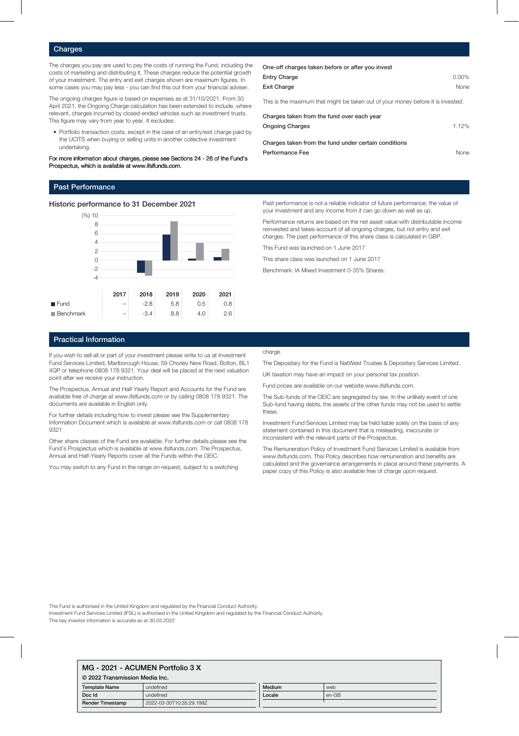## Charges

The charges you pay are used to pay the costs of running the Fund, including the costs of marketing and distributing it. These charges reduce the potential growth of your investment. The entry and exit charges shown are maximum figures. In some cases you may pay less - you can find this out from your financial adviser.

The ongoing charges figure is based on expenses as at 31/10/2021. From 30 April 2021, the Ongoing Charge calculation has been extended to include, where relevant, charges incurred by closed-ended vehicles such as investment trusts. This figure may vary from year to year. It excludes:

- Portfolio transaction costs, except in the case of an entry/exit charge paid by the UCITS when buying or selling units in another collective investment undertaking.

For more information about charges, please see Sections 24 - 26 of the Fund's Prospectus, which is available at www.ifslfunds.com.

| One-off charges taken before or after you invest | |
|---|---|
| Entry Charge | 0.00% |
| Exit Charge | None |

This is the maximum that might be taken out of your money before it is invested.

| Charges taken from the fund over each year | |
|---|---|
| Ongoing Charges | 1.12% |

| Charges taken from the fund under certain conditions | |
|---|---|
| Performance Fee | None |

## Past Performance

### Historic performance to 31 December 2021

(%) 10
8
6
4
2
0
-2
-4

| | 2017 | 2018 | 2019 | 2020 | 2021 |
|---|---|---|---|---|---|
| Fund | – | -2.8 | 5.8 | 0.5 | 0.8 |
| Benchmark | – | -3.4 | 8.8 | 4.0 | 2.6 |

Past performance is not a reliable indicator of future performance; the value of your investment and any income from it can go down as well as up.

Performance returns are based on the net asset value with distributable income reinvested and takes account of all ongoing charges, but not entry and exit charges. The past performance of this share class is calculated in GBP.

This Fund was launched on 1 June 2017

This share class was launched on 1 June 2017

Benchmark: IA Mixed Investment 0-35% Shares.

## Practical Information

If you wish to sell all or part of your investment please write to us at Investment Fund Services Limited, Marlborough House, 59 Chorley New Road, Bolton, BL1 4QP or telephone 0808 178 9321. Your deal will be placed at the next valuation point after we receive your instruction.

The Prospectus, Annual and Half-Yearly Report and Accounts for the Fund are available free of charge at www.ifslfunds.com or by calling 0808 178 9321. The documents are available in English only.

For further details including how to invest please see the Supplementary Information Document which is available at www.ifslfunds.com or call 0808 178 9321

Other share classes of the Fund are available. For further details please see the Fund's Prospectus which is available at www.ifslfunds.com. The Prospectus, Annual and Half-Yearly Reports cover all the Funds within the OEIC.

You may switch to any Fund in the range on request, subject to a switching charge.

The Depositary for the Fund is NatWest Trustee & Depositary Services Limited.

UK taxation may have an impact on your personal tax position.

Fund prices are available on our website www.ifslfunds.com.

The Sub-funds of the OEIC are segregated by law. In the unlikely event of one Sub-fund having debts, the assets of the other funds may not be used to settle these.

Investment Fund Services Limited may be held liable solely on the basis of any statement contained in this document that is misleading, inaccurate or inconsistent with the relevant parts of the Prospectus.

The Remuneration Policy of Investment Fund Services Limited is available from www.ifslfunds.com. This Policy describes how remuneration and benefits are calculated and the governance arrangements in place around these payments. A paper copy of this Policy is also available free of charge upon request.

This Fund is authorised in the United Kingdom and regulated by the Financial Conduct Authority.
Investment Fund Services Limited (IFSL) is authorised in the United Kingdom and regulated by the Financial Conduct Authority.
This key investor information is accurate as at 30.03.2022

**MG - 2021 - ACUMEN Portfolio 3 X**
© 2022 Transmission Media Inc.

| | | | |
|---|---|---|---|
| Template Name | undefined | Medium | web |
| Doc Id | undefined | Locale | en-GB |
| Render Timestamp | 2022-03-30T10:35:29.199Z | | |